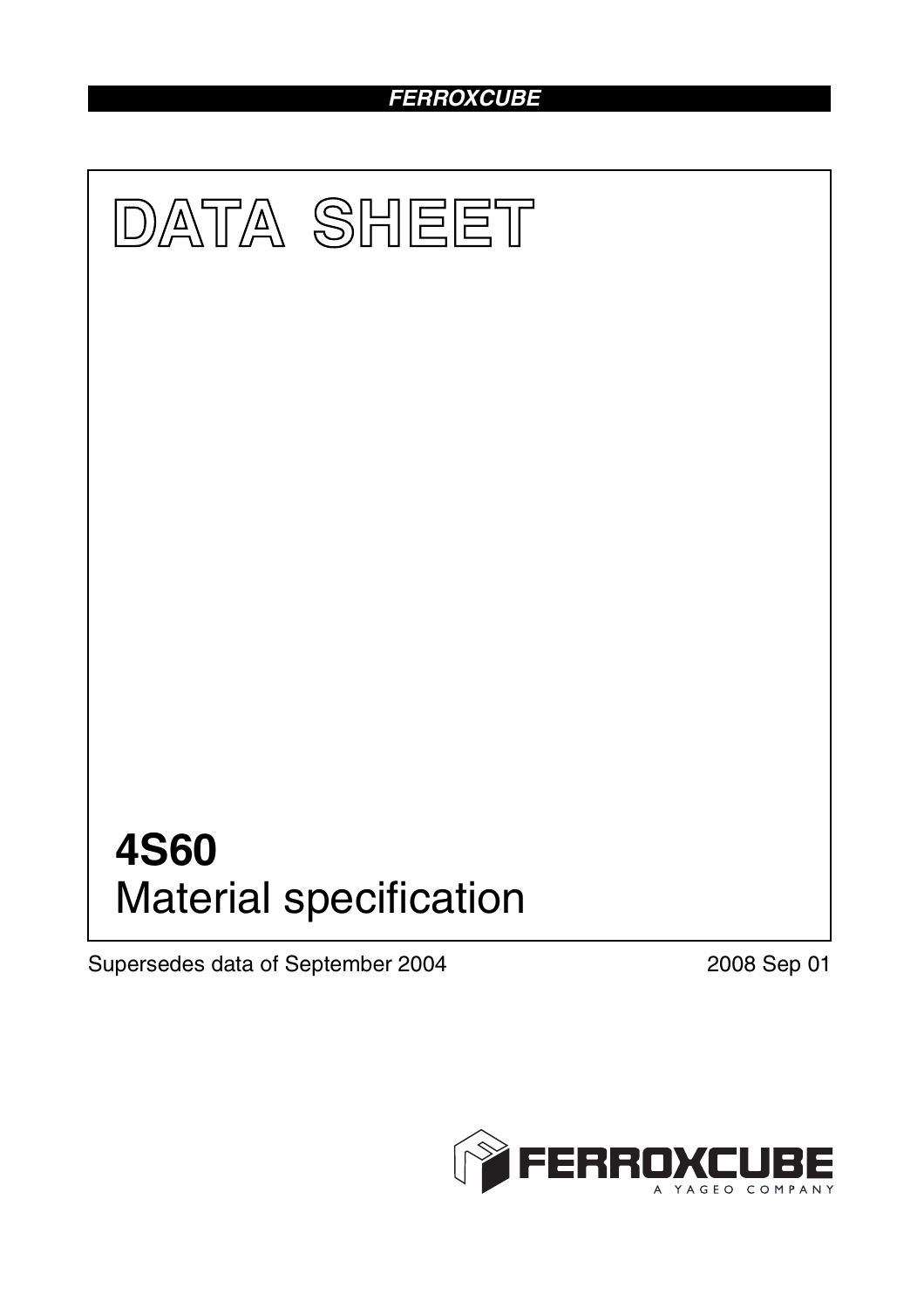FERROXCUBE

# DATA SHEET

# 4S60
## Material specification

Supersedes data of September 2004

2008 Sep 01

FERROXCUBE
A YAGEO COMPANY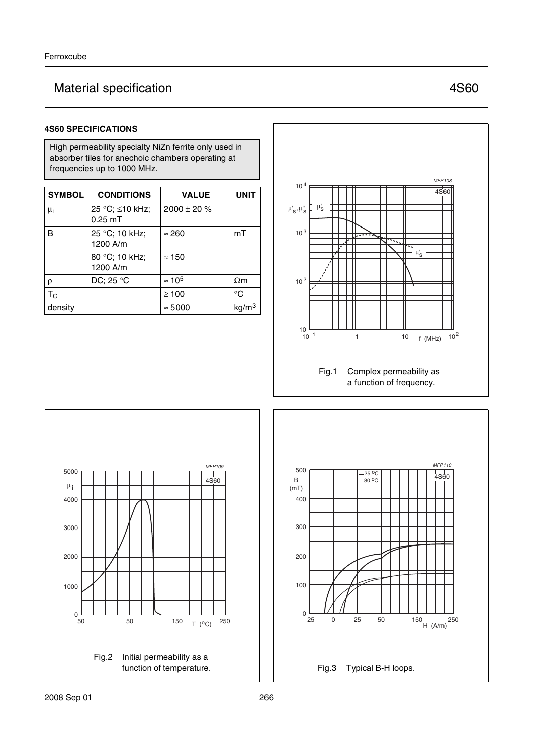# Material specification 4S60

### 4S60 SPECIFICATIONS

High permeability specialty NiZn ferrite only used in absorber tiles for anechoic chambers operating at frequencies up to 1000 MHz.

| SYMBOL | CONDITIONS | VALUE | UNIT |
|---|---|---|---|
| $\mu_i$ | 25 °C; ≤10 kHz; 0.25 mT | 2000 ± 20 % | |
| B | 25 °C; 10 kHz; 1200 A/m | ≈ 260 | mT |
| | 80 °C; 10 kHz; 1200 A/m | ≈ 150 | |
| ρ | DC; 25 °C | ≈ $10^5$ | Ωm |
| $T_C$ | | ≥ 100 | °C |
| density | | ≈ 5000 | kg/m$^3$ |

Fig.1 Complex permeability as a function of frequency.

Fig.2 Initial permeability as a function of temperature.

Fig.3 Typical B-H loops.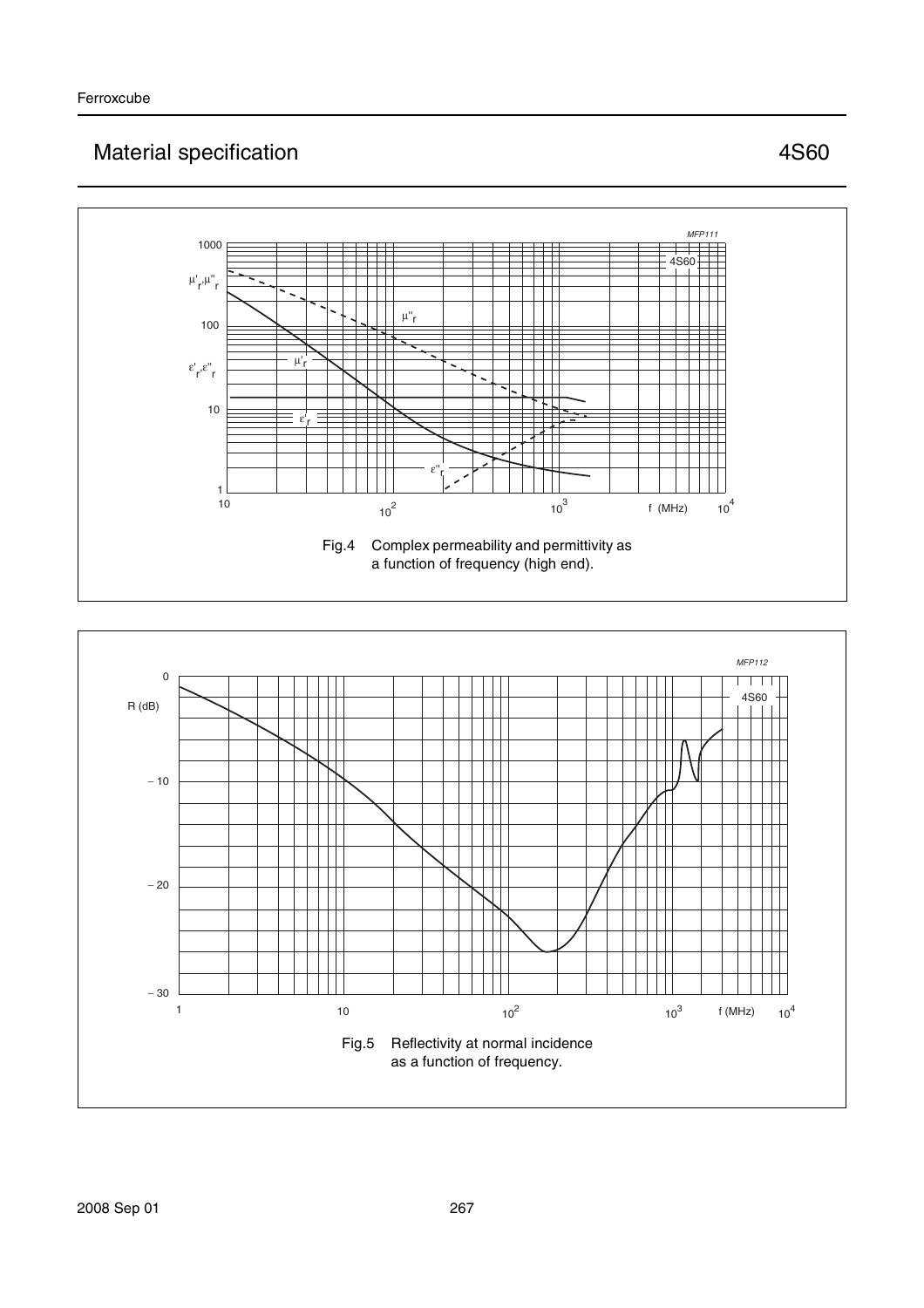## Material specification 4S60

Fig.4 Complex permeability and permittivity as a function of frequency (high end).

Fig.5 Reflectivity at normal incidence as a function of frequency.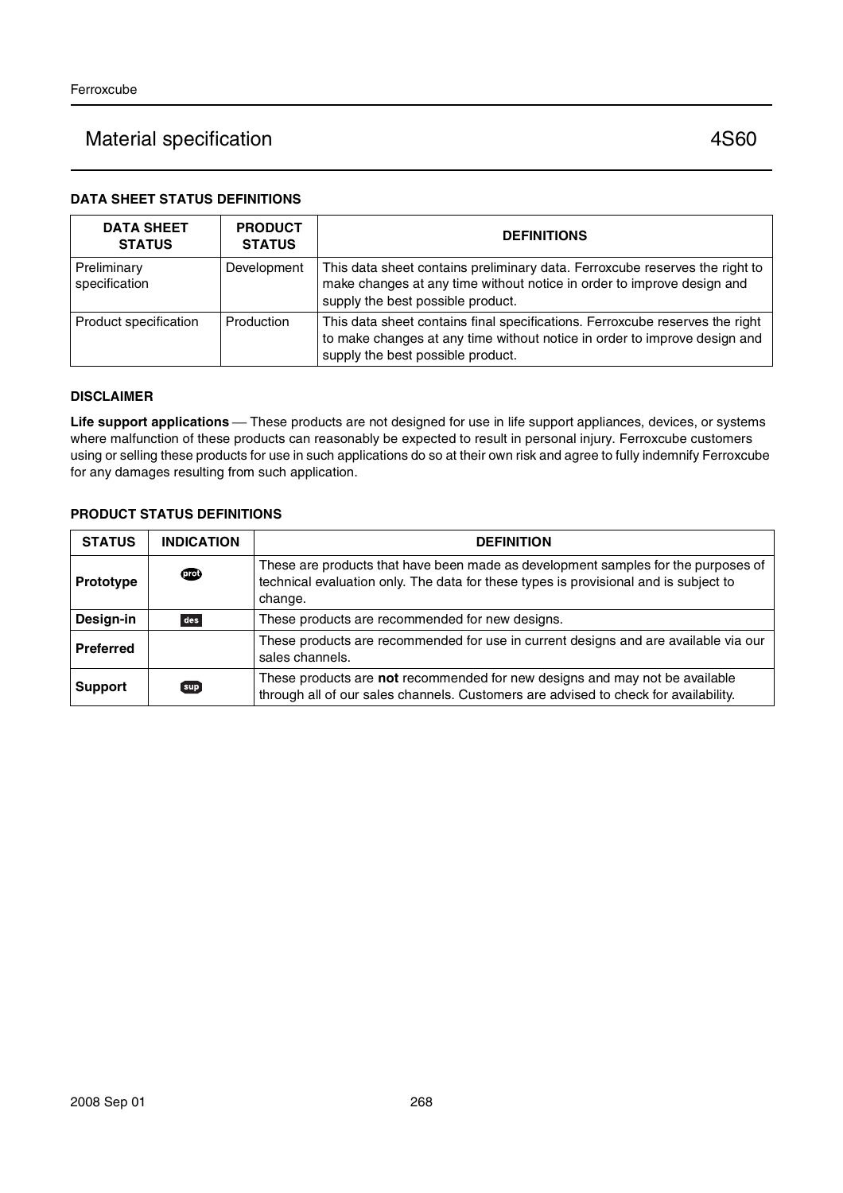# Material specification 4S60

### DATA SHEET STATUS DEFINITIONS

| DATA SHEET STATUS | PRODUCT STATUS | DEFINITIONS |
|---|---|---|
| Preliminary specification | Development | This data sheet contains preliminary data. Ferroxcube reserves the right to make changes at any time without notice in order to improve design and supply the best possible product. |
| Product specification | Production | This data sheet contains final specifications. Ferroxcube reserves the right to make changes at any time without notice in order to improve design and supply the best possible product. |

### DISCLAIMER

**Life support applications** — These products are not designed for use in life support appliances, devices, or systems where malfunction of these products can reasonably be expected to result in personal injury. Ferroxcube customers using or selling these products for use in such applications do so at their own risk and agree to fully indemnify Ferroxcube for any damages resulting from such application.

### PRODUCT STATUS DEFINITIONS

| STATUS | INDICATION | DEFINITION |
|---|---|---|
| **Prototype** | prot | These are products that have been made as development samples for the purposes of technical evaluation only. The data for these types is provisional and is subject to change. |
| **Design-in** | des | These products are recommended for new designs. |
| **Preferred** | | These products are recommended for use in current designs and are available via our sales channels. |
| **Support** | sup | These products are **not** recommended for new designs and may not be available through all of our sales channels. Customers are advised to check for availability. |